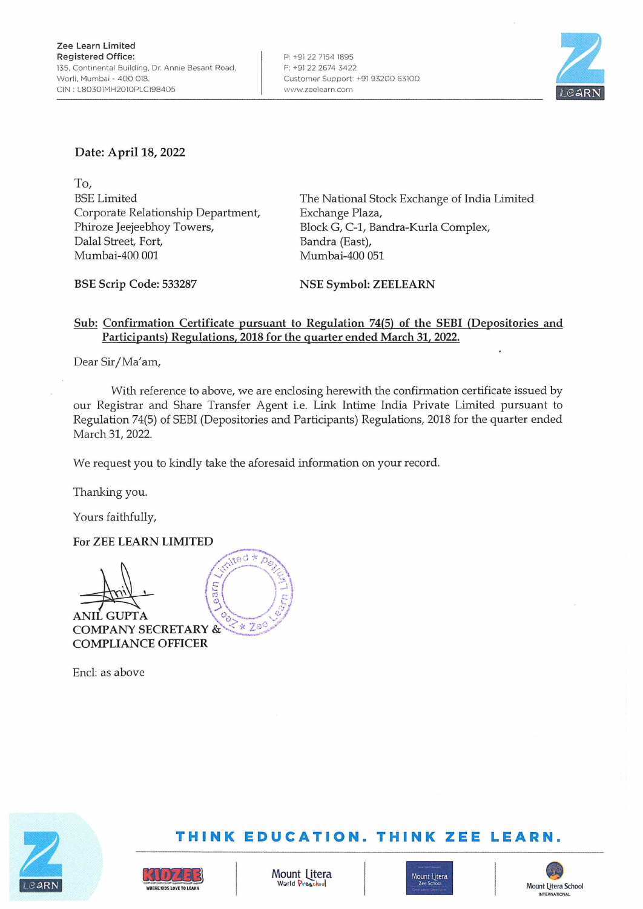Zee Learn Limited
**Registered Office:**
135, Continental Building, Dr. Annie Besant Road,
Worli, Mumbai - 400 018.
CIN : L80301MH2010PLC198405

P: +91 22 7154 1895
F: +91 22 2674 3422
Customer Support: +91 93200 63100
www.zeelearn.com

**Date: April 18, 2022**

To,

BSE Limited
Corporate Relationship Department,
Phiroze Jeejeebhoy Towers,
Dalal Street, Fort,
Mumbai-400 001

**BSE Scrip Code: 533287**

The National Stock Exchange of India Limited
Exchange Plaza,
Block G, C-1, Bandra-Kurla Complex,
Bandra (East),
Mumbai-400 051

**NSE Symbol: ZEELEARN**

**Sub: Confirmation Certificate pursuant to Regulation 74(5) of the SEBI (Depositories and Participants) Regulations, 2018 for the quarter ended March 31, 2022.**

Dear Sir/Ma'am,

With reference to above, we are enclosing herewith the confirmation certificate issued by our Registrar and Share Transfer Agent i.e. Link Intime India Private Limited pursuant to Regulation 74(5) of SEBI (Depositories and Participants) Regulations, 2018 for the quarter ended March 31, 2022.

We request you to kindly take the aforesaid information on your record.

Thanking you.

Yours faithfully,

**For ZEE LEARN LIMITED**

**ANIL GUPTA**
**COMPANY SECRETARY &**
**COMPLIANCE OFFICER**

Encl: as above

**THINK EDUCATION. THINK ZEE LEARN.**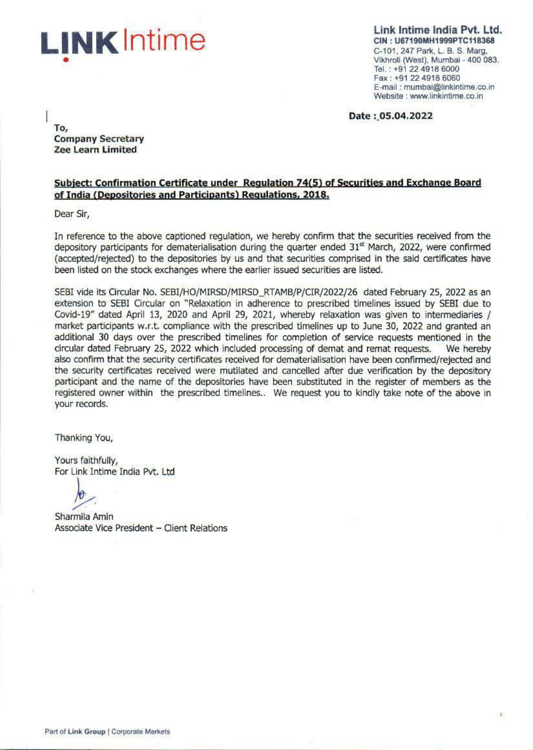**LINK** Intime

**Link Intime India Pvt. Ltd.**
**CIN : U67190MH1999PTC118368**
C-101, 247 Park, L. B. S. Marg,
Vikhroli (West), Mumbai - 400 083.
Tel. : +91 22 4918 6000
Fax : +91 22 4918 6060
E-mail : mumbai@linkintime.co.in
Website : www.linkintime.co.in

**Date : 05.04.2022**

**To,**
**Company Secretary**
**Zee Learn Limited**

**Subject: Confirmation Certificate under Regulation 74(5) of Securities and Exchange Board of India (Depositories and Participants) Regulations, 2018.**

Dear Sir,

In reference to the above captioned regulation, we hereby confirm that the securities received from the depository participants for dematerialisation during the quarter ended 31st March, 2022, were confirmed (accepted/rejected) to the depositories by us and that securities comprised in the said certificates have been listed on the stock exchanges where the earlier issued securities are listed.

SEBI vide its Circular No. SEBI/HO/MIRSD/MIRSD_RTAMB/P/CIR/2022/26 dated February 25, 2022 as an extension to SEBI Circular on "Relaxation in adherence to prescribed timelines issued by SEBI due to Covid-19" dated April 13, 2020 and April 29, 2021, whereby relaxation was given to intermediaries / market participants w.r.t. compliance with the prescribed timelines up to June 30, 2022 and granted an additional 30 days over the prescribed timelines for completion of service requests mentioned in the circular dated February 25, 2022 which included processing of demat and remat requests. We hereby also confirm that the security certificates received for dematerialisation have been confirmed/rejected and the security certificates received were mutilated and cancelled after due verification by the depository participant and the name of the depositories have been substituted in the register of members as the registered owner within the prescribed timelines.. We request you to kindly take note of the above in your records.

Thanking You,

Yours faithfully,
For Link Intime India Pvt. Ltd

Sharmila Amin
Associate Vice President – Client Relations

Part of **Link Group** | Corporate Markets